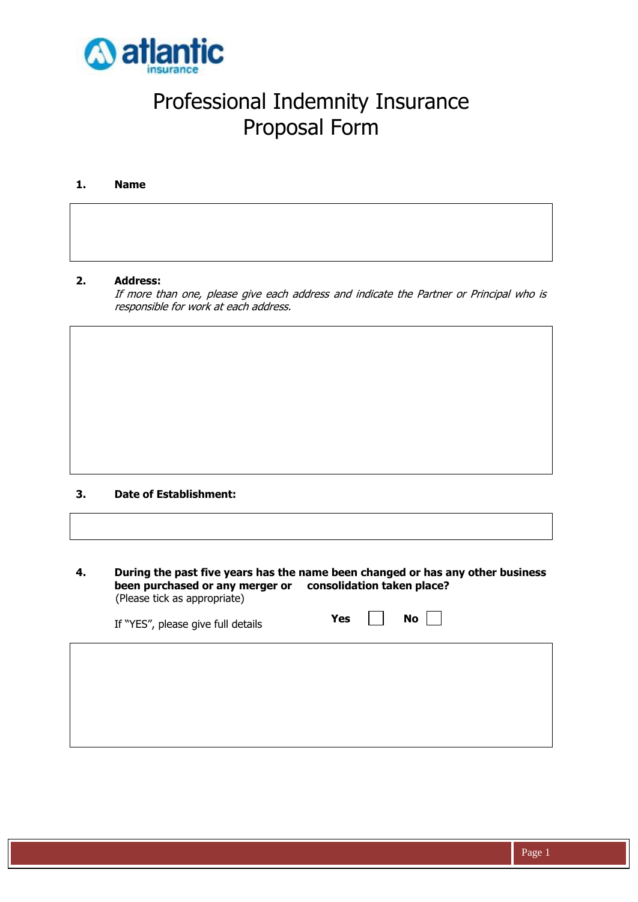atlantic insurance

# Professional Indemnity Insurance Proposal Form

**1. Name**

**2. Address:**

*If more than one, please give each address and indicate the Partner or Principal who is responsible for work at each address.*

**3. Date of Establishment:**

**4. During the past five years has the name been changed or has any other business been purchased or any merger or consolidation taken place?**
(Please tick as appropriate)

If "YES", please give full details **Yes** ☐ **No** ☐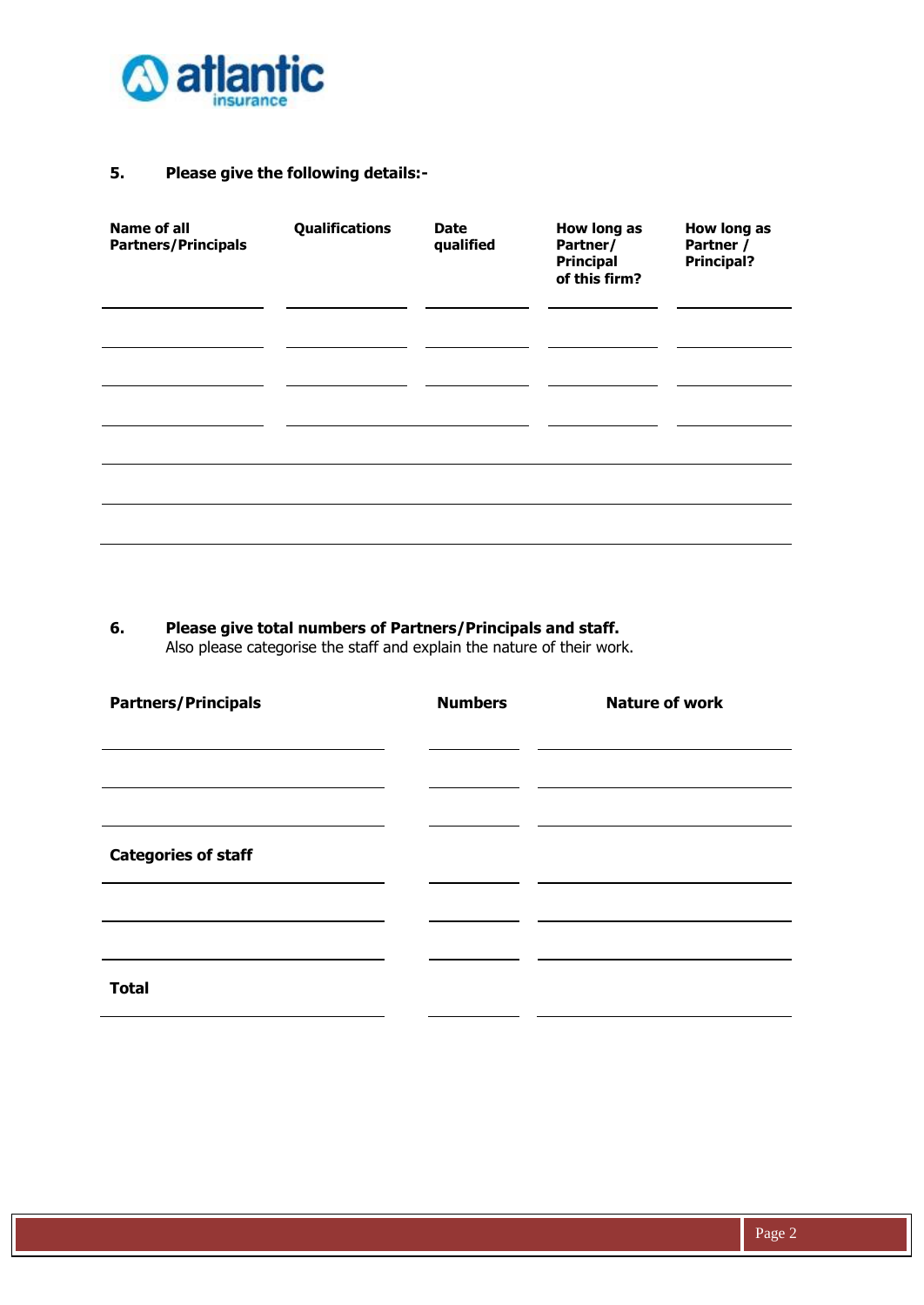**5. Please give the following details:-**

| Name of all Partners/Principals | Qualifications | Date qualified | How long as Partner/ Principal of this firm? | How long as Partner / Principal? |
|---|---|---|---|---|
| | | | | |
| | | | | |
| | | | | |
| | | | | |
| | | | | |
| | | | | |

**6. Please give total numbers of Partners/Principals and staff.**
Also please categorise the staff and explain the nature of their work.

| Partners/Principals | Numbers | Nature of work |
|---|---|---|
| | | |
| | | |
| | | |
| **Categories of staff** | | |
| | | |
| | | |
| | | |
| **Total** | | |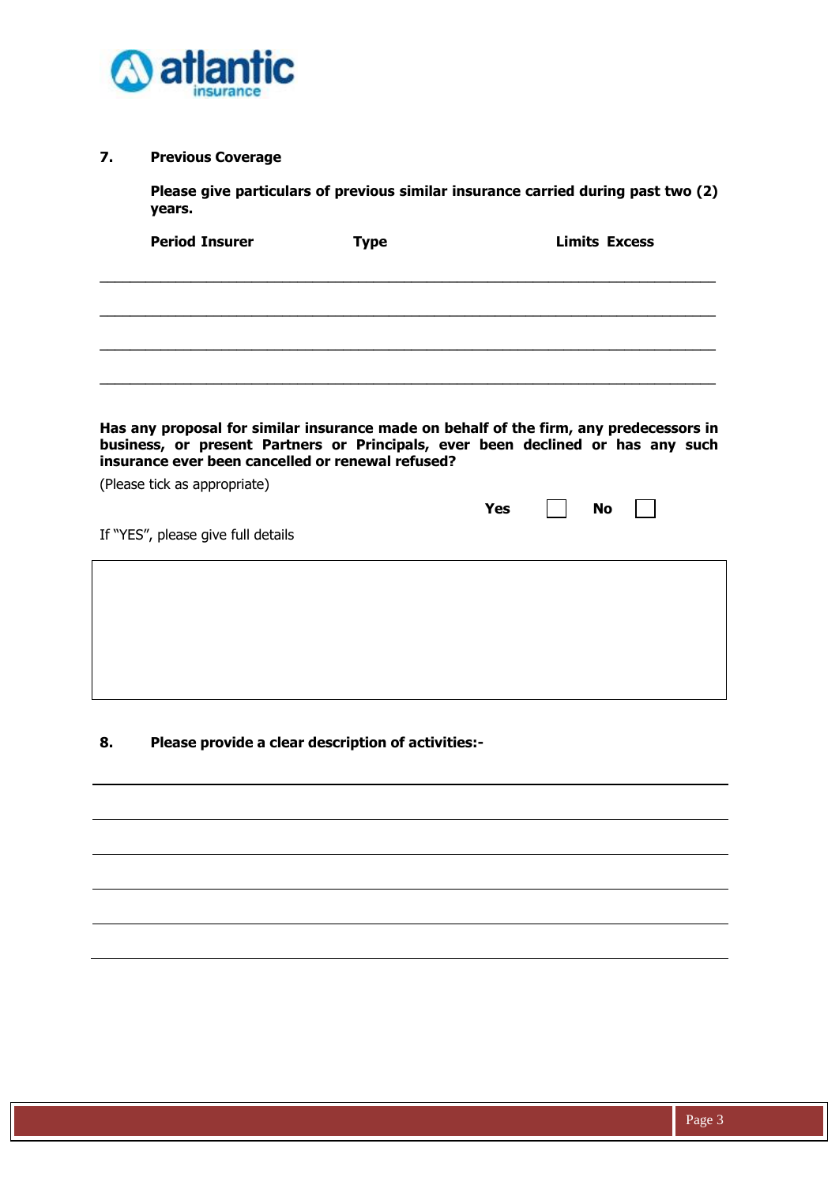## 7. Previous Coverage

**Please give particulars of previous similar insurance carried during past two (2) years.**

| Period Insurer | Type | Limits Excess |
|---|---|---|
| | | |
| | | |
| | | |
| | | |

**Has any proposal for similar insurance made on behalf of the firm, any predecessors in business, or present Partners or Principals, ever been declined or has any such insurance ever been cancelled or renewal refused?**

(Please tick as appropriate)

**Yes** ☐ **No** ☐

If "YES", please give full details

______________________________________________________________________

## 8. Please provide a clear description of activities:-

______________________________________________________________________

______________________________________________________________________

______________________________________________________________________

______________________________________________________________________

______________________________________________________________________

______________________________________________________________________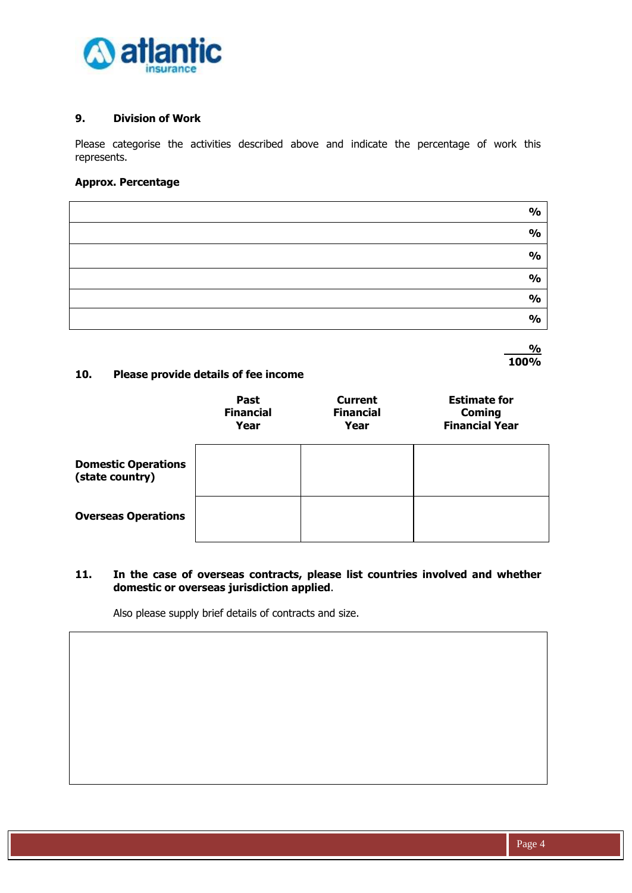### 9. Division of Work

Please categorise the activities described above and indicate the percentage of work this represents.

**Approx. Percentage**

| | |
|---|---|
| | **%** |
| | **%** |
| | **%** |
| | **%** |
| | **%** |
| | **%** |
| | **%** |
| | **100%** |

### 10. Please provide details of fee income

| | Past Financial Year | Current Financial Year | Estimate for Coming Financial Year |
|---|---|---|---|
| **Domestic Operations (state country)** | | | |
| **Overseas Operations** | | | |

### 11. In the case of overseas contracts, please list countries involved and whether domestic or overseas jurisdiction applied.

Also please supply brief details of contracts and size.

| |
|---|
| |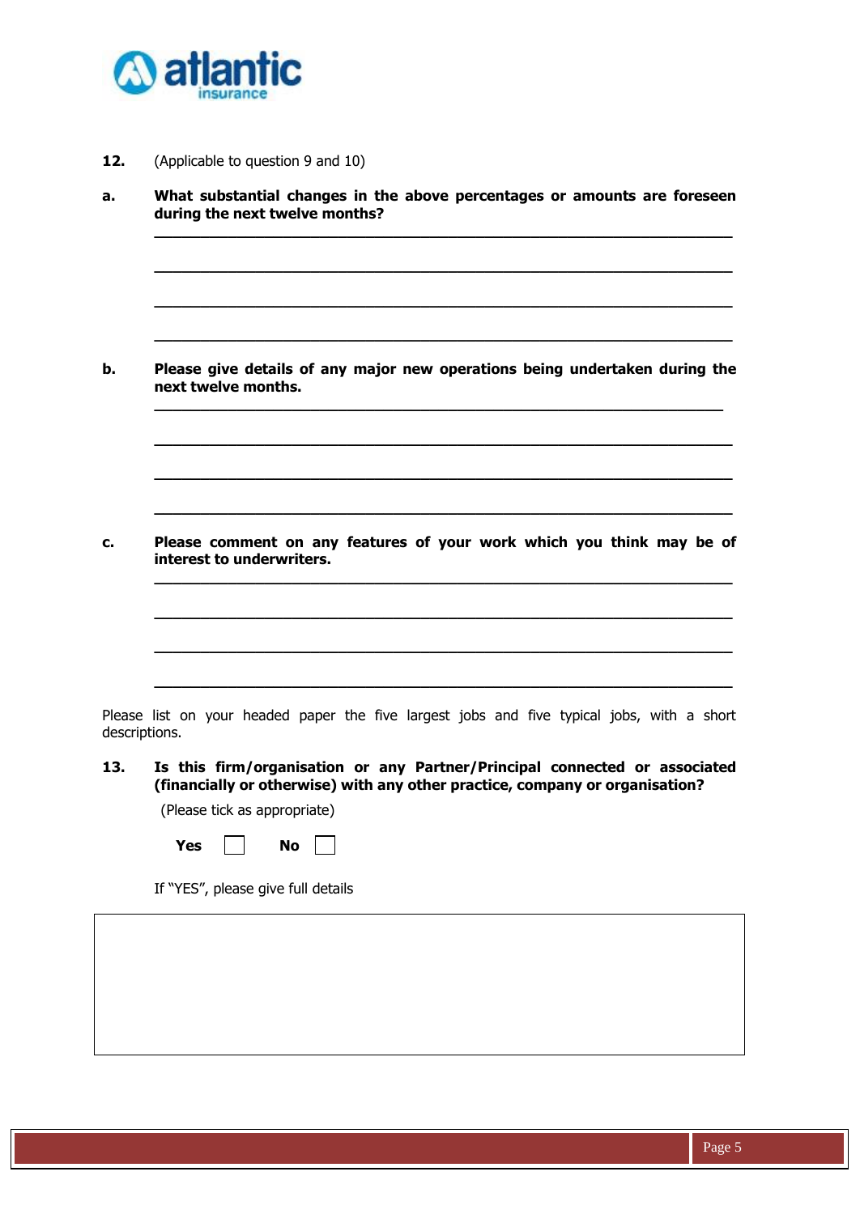**12.** (Applicable to question 9 and 10)

**a. What substantial changes in the above percentages or amounts are foreseen during the next twelve months?**

\_\_\_\_\_\_\_\_\_\_\_\_\_\_\_\_\_\_\_\_\_\_\_\_\_\_\_\_\_\_\_\_\_\_\_\_\_\_\_\_\_\_\_\_\_\_\_\_\_\_\_\_\_\_\_\_\_\_\_\_\_\_\_\_

\_\_\_\_\_\_\_\_\_\_\_\_\_\_\_\_\_\_\_\_\_\_\_\_\_\_\_\_\_\_\_\_\_\_\_\_\_\_\_\_\_\_\_\_\_\_\_\_\_\_\_\_\_\_\_\_\_\_\_\_\_\_\_\_

\_\_\_\_\_\_\_\_\_\_\_\_\_\_\_\_\_\_\_\_\_\_\_\_\_\_\_\_\_\_\_\_\_\_\_\_\_\_\_\_\_\_\_\_\_\_\_\_\_\_\_\_\_\_\_\_\_\_\_\_\_\_\_\_

\_\_\_\_\_\_\_\_\_\_\_\_\_\_\_\_\_\_\_\_\_\_\_\_\_\_\_\_\_\_\_\_\_\_\_\_\_\_\_\_\_\_\_\_\_\_\_\_\_\_\_\_\_\_\_\_\_\_\_\_\_\_\_\_

**b. Please give details of any major new operations being undertaken during the next twelve months.**

\_\_\_\_\_\_\_\_\_\_\_\_\_\_\_\_\_\_\_\_\_\_\_\_\_\_\_\_\_\_\_\_\_\_\_\_\_\_\_\_\_\_\_\_\_\_\_\_\_\_\_\_\_\_\_\_\_\_\_\_\_\_\_\_

\_\_\_\_\_\_\_\_\_\_\_\_\_\_\_\_\_\_\_\_\_\_\_\_\_\_\_\_\_\_\_\_\_\_\_\_\_\_\_\_\_\_\_\_\_\_\_\_\_\_\_\_\_\_\_\_\_\_\_\_\_\_\_\_

\_\_\_\_\_\_\_\_\_\_\_\_\_\_\_\_\_\_\_\_\_\_\_\_\_\_\_\_\_\_\_\_\_\_\_\_\_\_\_\_\_\_\_\_\_\_\_\_\_\_\_\_\_\_\_\_\_\_\_\_\_\_\_\_

\_\_\_\_\_\_\_\_\_\_\_\_\_\_\_\_\_\_\_\_\_\_\_\_\_\_\_\_\_\_\_\_\_\_\_\_\_\_\_\_\_\_\_\_\_\_\_\_\_\_\_\_\_\_\_\_\_\_\_\_\_\_\_\_

**c. Please comment on any features of your work which you think may be of interest to underwriters.**

\_\_\_\_\_\_\_\_\_\_\_\_\_\_\_\_\_\_\_\_\_\_\_\_\_\_\_\_\_\_\_\_\_\_\_\_\_\_\_\_\_\_\_\_\_\_\_\_\_\_\_\_\_\_\_\_\_\_\_\_\_\_\_\_

\_\_\_\_\_\_\_\_\_\_\_\_\_\_\_\_\_\_\_\_\_\_\_\_\_\_\_\_\_\_\_\_\_\_\_\_\_\_\_\_\_\_\_\_\_\_\_\_\_\_\_\_\_\_\_\_\_\_\_\_\_\_\_\_

\_\_\_\_\_\_\_\_\_\_\_\_\_\_\_\_\_\_\_\_\_\_\_\_\_\_\_\_\_\_\_\_\_\_\_\_\_\_\_\_\_\_\_\_\_\_\_\_\_\_\_\_\_\_\_\_\_\_\_\_\_\_\_\_

\_\_\_\_\_\_\_\_\_\_\_\_\_\_\_\_\_\_\_\_\_\_\_\_\_\_\_\_\_\_\_\_\_\_\_\_\_\_\_\_\_\_\_\_\_\_\_\_\_\_\_\_\_\_\_\_\_\_\_\_\_\_\_\_

Please list on your headed paper the five largest jobs and five typical jobs, with a short descriptions.

**13. Is this firm/organisation or any Partner/Principal connected or associated (financially or otherwise) with any other practice, company or organisation?**

(Please tick as appropriate)

**Yes** ☐ **No** ☐

If "YES", please give full details

|  |
|---|
|  |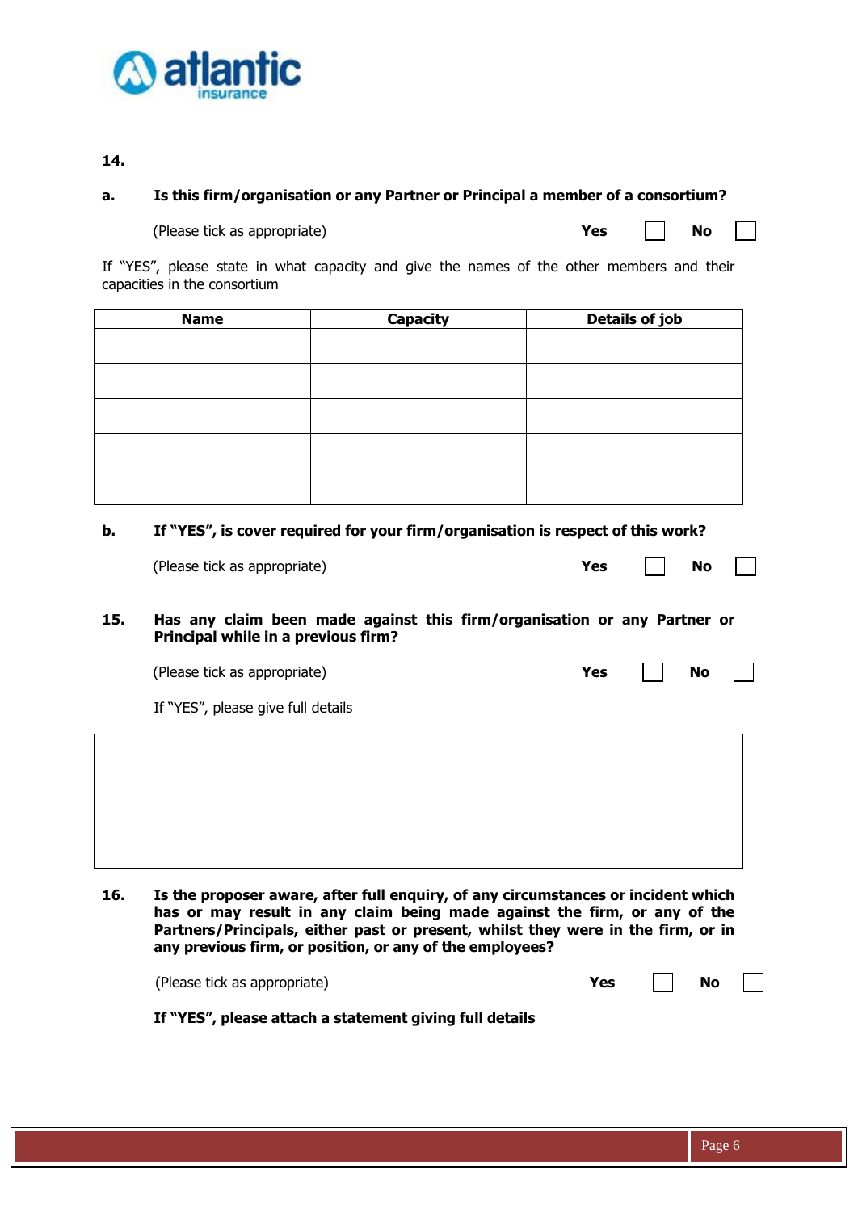**14.**

**a. Is this firm/organisation or any Partner or Principal a member of a consortium?**

(Please tick as appropriate) **Yes** ☐ **No** ☐

If "YES", please state in what capacity and give the names of the other members and their capacities in the consortium

| Name | Capacity | Details of job |
|---|---|---|
| | | |
| | | |
| | | |
| | | |
| | | |

**b. If "YES", is cover required for your firm/organisation is respect of this work?**

(Please tick as appropriate) **Yes** ☐ **No** ☐

**15. Has any claim been made against this firm/organisation or any Partner or Principal while in a previous firm?**

(Please tick as appropriate) **Yes** ☐ **No** ☐

If "YES", please give full details

| |
|---|
| |

**16. Is the proposer aware, after full enquiry, of any circumstances or incident which has or may result in any claim being made against the firm, or any of the Partners/Principals, either past or present, whilst they were in the firm, or in any previous firm, or position, or any of the employees?**

(Please tick as appropriate) **Yes** ☐ **No** ☐

**If "YES", please attach a statement giving full details**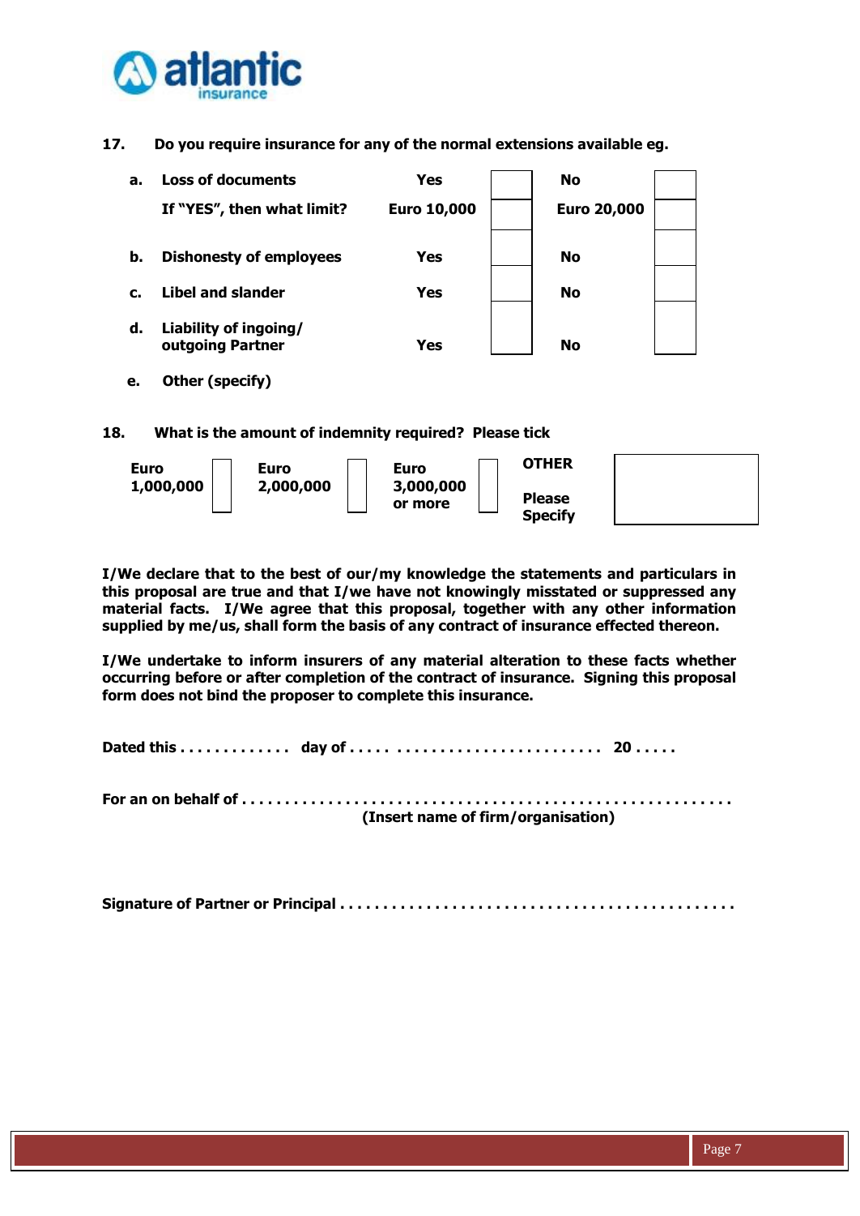**17. Do you require insurance for any of the normal extensions available eg.**

| | | | | | |
|---|---|---|---|---|---|
| **a.** | **Loss of documents** | **Yes** | | **No** | |
| | **If "YES", then what limit?** | **Euro 10,000** | | **Euro 20,000** | |
| **b.** | **Dishonesty of employees** | **Yes** | | **No** | |
| **c.** | **Libel and slander** | **Yes** | | **No** | |
| **d.** | **Liability of ingoing/ outgoing Partner** | **Yes** | | **No** | |
| **e.** | **Other (specify)** | | | | |

**18. What is the amount of indemnity required? Please tick**

| | | | | | | | |
|---|---|---|---|---|---|---|---|
| **Euro 1,000,000** | | **Euro 2,000,000** | | **Euro 3,000,000 or more** | | **OTHER Please Specify** | |

**I/We declare that to the best of our/my knowledge the statements and particulars in this proposal are true and that I/we have not knowingly misstated or suppressed any material facts. I/We agree that this proposal, together with any other information supplied by me/us, shall form the basis of any contract of insurance effected thereon.**

**I/We undertake to inform insurers of any material alteration to these facts whether occurring before or after completion of the contract of insurance. Signing this proposal form does not bind the proposer to complete this insurance.**

**Dated this . . . . . . . . . . . . . day of . . . . . . . . . . . . . . . . . . . . . . . . . . . . . 20 . . . . .**

**For an on behalf of . . . . . . . . . . . . . . . . . . . . . . . . . . . . . . . . . . . . . . . . . . . . . . . . . . . . . .**
**(Insert name of firm/organisation)**

**Signature of Partner or Principal . . . . . . . . . . . . . . . . . . . . . . . . . . . . . . . . . . . . . . . . . . . .**